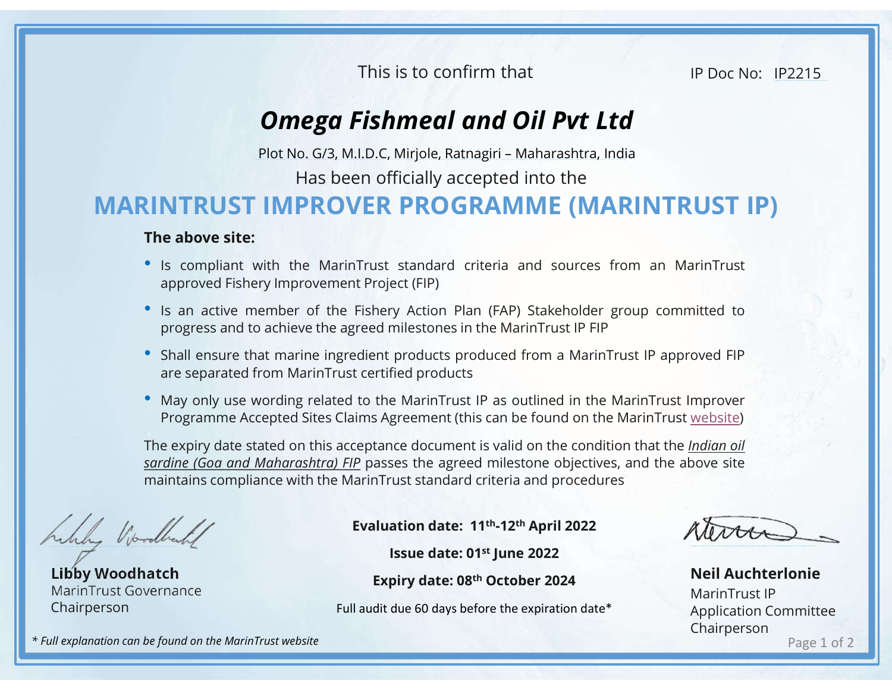This is to confirm that

IP Doc No: IP2215

# *Omega Fishmeal and Oil Pvt Ltd*

Plot No. G/3, M.I.D.C, Mirjole, Ratnagiri – Maharashtra, India

Has been officially accepted into the

## MARINTRUST IMPROVER PROGRAMME (MARINTRUST IP)

**The above site:**

- Is compliant with the MarinTrust standard criteria and sources from an MarinTrust approved Fishery Improvement Project (FIP)
- Is an active member of the Fishery Action Plan (FAP) Stakeholder group committed to progress and to achieve the agreed milestones in the MarinTrust IP FIP
- Shall ensure that marine ingredient products produced from a MarinTrust IP approved FIP are separated from MarinTrust certified products
- May only use wording related to the MarinTrust IP as outlined in the MarinTrust Improver Programme Accepted Sites Claims Agreement (this can be found on the MarinTrust website)

The expiry date stated on this acceptance document is valid on the condition that the *Indian oil sardine (Goa and Maharashtra) FIP* passes the agreed milestone objectives, and the above site maintains compliance with the MarinTrust standard criteria and procedures

**Evaluation date: 11th-12th April 2022**

**Issue date: 01st June 2022**

**Expiry date: 08th October 2024**

Full audit due 60 days before the expiration date*

**Libby Woodhatch**
MarinTrust Governance
Chairperson

**Neil Auchterlonie**
MarinTrust IP
Application Committee
Chairperson

*\* Full explanation can be found on the MarinTrust website*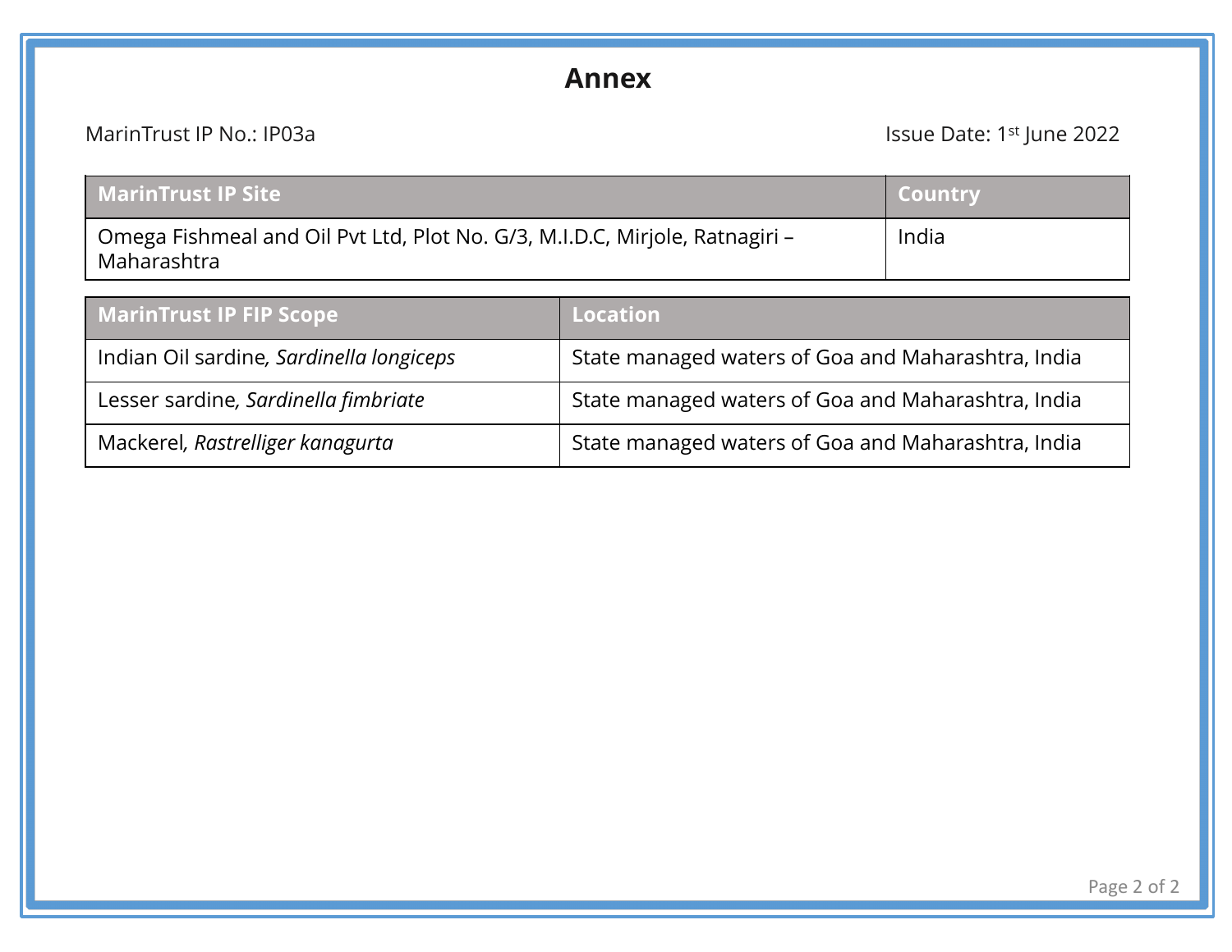# Annex

MarinTrust IP No.: IP03a

Issue Date: 1st June 2022

| MarinTrust IP Site | Country |
|---|---|
| Omega Fishmeal and Oil Pvt Ltd, Plot No. G/3, M.I.D.C, Mirjole, Ratnagiri – Maharashtra | India |

| MarinTrust IP FIP Scope | Location |
|---|---|
| Indian Oil sardine*, Sardinella longiceps* | State managed waters of Goa and Maharashtra, India |
| Lesser sardine*, Sardinella fimbriate* | State managed waters of Goa and Maharashtra, India |
| Mackerel*, Rastrelliger kanagurta* | State managed waters of Goa and Maharashtra, India |